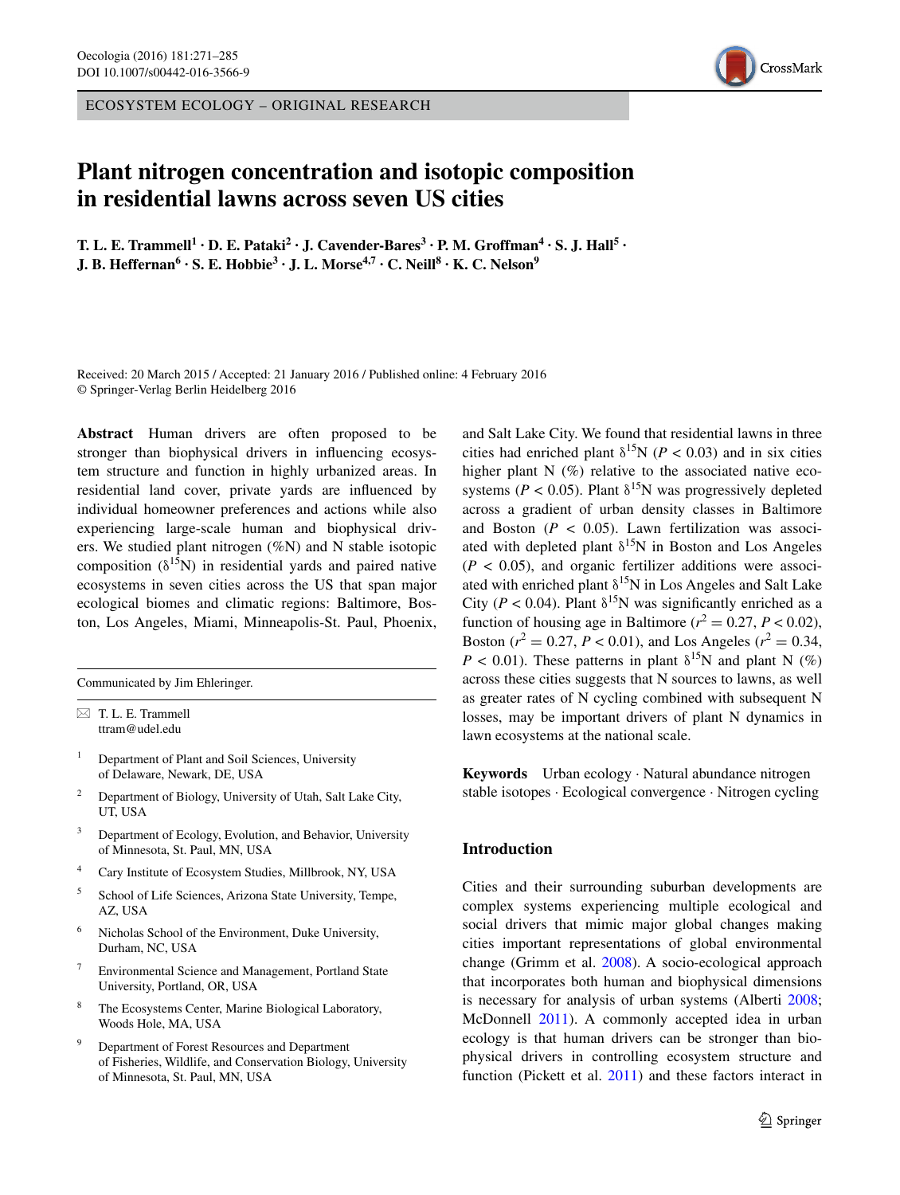ECOSYSTEM ECOLOGY – ORIGINAL RESEARCH

# Plant nitrogen concentration and isotopic composition in residential lawns across seven US cities

**T. L. E. Trammell[1] · D. E. Pataki[2] · J. Cavender-Bares[3] · P. M. Groffman[4] · S. J. Hall[5] · J. B. Heffernan[6] · S. E. Hobbie[3] · J. L. Morse[4,7] · C. Neill[8] · K. C. Nelson[9]**

Received: 20 March 2015 / Accepted: 21 January 2016 / Published online: 4 February 2016
© Springer-Verlag Berlin Heidelberg 2016

**Abstract** Human drivers are often proposed to be stronger than biophysical drivers in influencing ecosystem structure and function in highly urbanized areas. In residential land cover, private yards are influenced by individual homeowner preferences and actions while also experiencing large-scale human and biophysical drivers. We studied plant nitrogen (%N) and N stable isotopic composition ($\delta^{15}$N) in residential yards and paired native ecosystems in seven cities across the US that span major ecological biomes and climatic regions: Baltimore, Boston, Los Angeles, Miami, Minneapolis-St. Paul, Phoenix, and Salt Lake City. We found that residential lawns in three cities had enriched plant $\delta^{15}$N ($P < 0.03$) and in six cities higher plant N (%) relative to the associated native ecosystems ($P < 0.05$). Plant $\delta^{15}$N was progressively depleted across a gradient of urban density classes in Baltimore and Boston ($P < 0.05$). Lawn fertilization was associated with depleted plant $\delta^{15}$N in Boston and Los Angeles ($P < 0.05$), and organic fertilizer additions were associated with enriched plant $\delta^{15}$N in Los Angeles and Salt Lake City ($P < 0.04$). Plant $\delta^{15}$N was significantly enriched as a function of housing age in Baltimore ($r^2 = 0.27$, $P < 0.02$), Boston ($r^2 = 0.27$, $P < 0.01$), and Los Angeles ($r^2 = 0.34$, $P < 0.01$). These patterns in plant $\delta^{15}$N and plant N (%) across these cities suggests that N sources to lawns, as well as greater rates of N cycling combined with subsequent N losses, may be important drivers of plant N dynamics in lawn ecosystems at the national scale.

**Keywords** Urban ecology · Natural abundance nitrogen stable isotopes · Ecological convergence · Nitrogen cycling

Communicated by Jim Ehleringer.

✉ T. L. E. Trammell
ttram@udel.edu

[1] Department of Plant and Soil Sciences, University of Delaware, Newark, DE, USA

[2] Department of Biology, University of Utah, Salt Lake City, UT, USA

[3] Department of Ecology, Evolution, and Behavior, University of Minnesota, St. Paul, MN, USA

[4] Cary Institute of Ecosystem Studies, Millbrook, NY, USA

[5] School of Life Sciences, Arizona State University, Tempe, AZ, USA

[6] Nicholas School of the Environment, Duke University, Durham, NC, USA

[7] Environmental Science and Management, Portland State University, Portland, OR, USA

[8] The Ecosystems Center, Marine Biological Laboratory, Woods Hole, MA, USA

[9] Department of Forest Resources and Department of Fisheries, Wildlife, and Conservation Biology, University of Minnesota, St. Paul, MN, USA

## Introduction

Cities and their surrounding suburban developments are complex systems experiencing multiple ecological and social drivers that mimic major global changes making cities important representations of global environmental change (Grimm et al. 2008). A socio-ecological approach that incorporates both human and biophysical dimensions is necessary for analysis of urban systems (Alberti 2008; McDonnell 2011). A commonly accepted idea in urban ecology is that human drivers can be stronger than biophysical drivers in controlling ecosystem structure and function (Pickett et al. 2011) and these factors interact in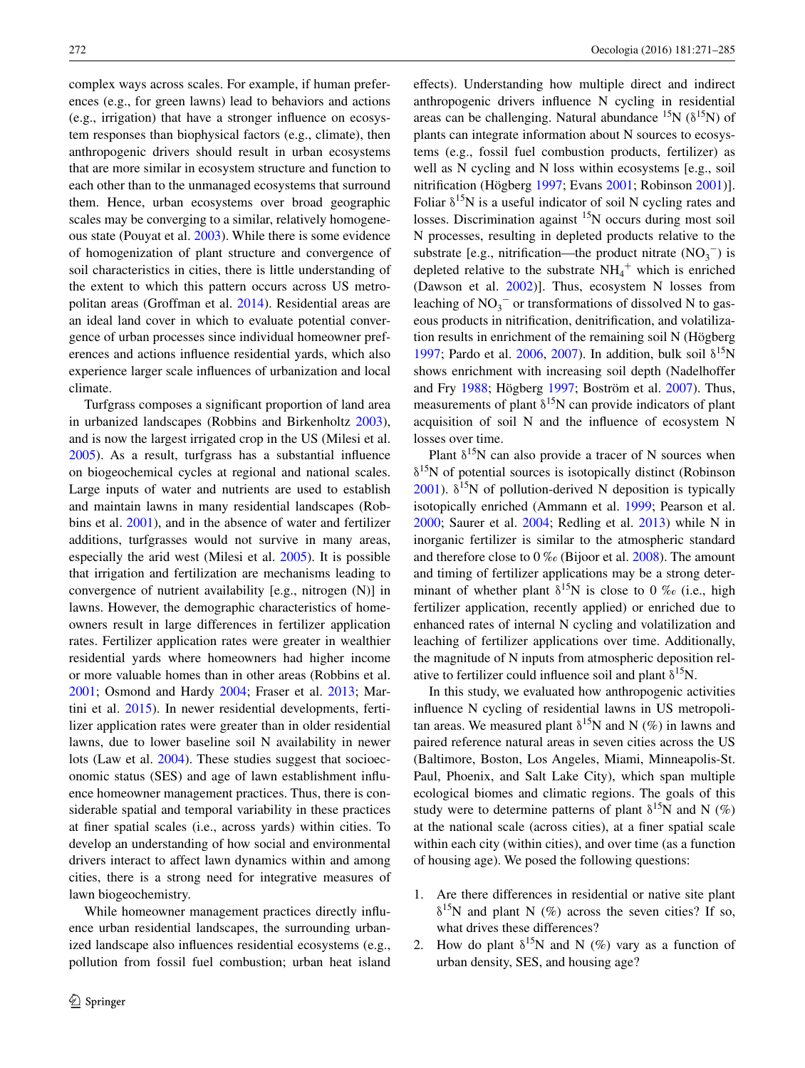complex ways across scales. For example, if human preferences (e.g., for green lawns) lead to behaviors and actions (e.g., irrigation) that have a stronger influence on ecosystem responses than biophysical factors (e.g., climate), then anthropogenic drivers should result in urban ecosystems that are more similar in ecosystem structure and function to each other than to the unmanaged ecosystems that surround them. Hence, urban ecosystems over broad geographic scales may be converging to a similar, relatively homogeneous state (Pouyat et al. 2003). While there is some evidence of homogenization of plant structure and convergence of soil characteristics in cities, there is little understanding of the extent to which this pattern occurs across US metropolitan areas (Groffman et al. 2014). Residential areas are an ideal land cover in which to evaluate potential convergence of urban processes since individual homeowner preferences and actions influence residential yards, which also experience larger scale influences of urbanization and local climate.

Turfgrass composes a significant proportion of land area in urbanized landscapes (Robbins and Birkenholtz 2003), and is now the largest irrigated crop in the US (Milesi et al. 2005). As a result, turfgrass has a substantial influence on biogeochemical cycles at regional and national scales. Large inputs of water and nutrients are used to establish and maintain lawns in many residential landscapes (Robbins et al. 2001), and in the absence of water and fertilizer additions, turfgrasses would not survive in many areas, especially the arid west (Milesi et al. 2005). It is possible that irrigation and fertilization are mechanisms leading to convergence of nutrient availability [e.g., nitrogen (N)] in lawns. However, the demographic characteristics of homeowners result in large differences in fertilizer application rates. Fertilizer application rates were greater in wealthier residential yards where homeowners had higher income or more valuable homes than in other areas (Robbins et al. 2001; Osmond and Hardy 2004; Fraser et al. 2013; Martini et al. 2015). In newer residential developments, fertilizer application rates were greater than in older residential lawns, due to lower baseline soil N availability in newer lots (Law et al. 2004). These studies suggest that socioeconomic status (SES) and age of lawn establishment influence homeowner management practices. Thus, there is considerable spatial and temporal variability in these practices at finer spatial scales (i.e., across yards) within cities. To develop an understanding of how social and environmental drivers interact to affect lawn dynamics within and among cities, there is a strong need for integrative measures of lawn biogeochemistry.

While homeowner management practices directly influence urban residential landscapes, the surrounding urbanized landscape also influences residential ecosystems (e.g., pollution from fossil fuel combustion; urban heat island effects). Understanding how multiple direct and indirect anthropogenic drivers influence N cycling in residential areas can be challenging. Natural abundance $^{15}N$ ($\delta^{15}N$) of plants can integrate information about N sources to ecosystems (e.g., fossil fuel combustion products, fertilizer) as well as N cycling and N loss within ecosystems [e.g., soil nitrification (Högberg 1997; Evans 2001; Robinson 2001)]. Foliar $\delta^{15}N$ is a useful indicator of soil N cycling rates and losses. Discrimination against $^{15}N$ occurs during most soil N processes, resulting in depleted products relative to the substrate [e.g., nitrification—the product nitrate ($NO_3^-$) is depleted relative to the substrate $NH_4^+$ which is enriched (Dawson et al. 2002)]. Thus, ecosystem N losses from leaching of $NO_3^-$ or transformations of dissolved N to gaseous products in nitrification, denitrification, and volatilization results in enrichment of the remaining soil N (Högberg 1997; Pardo et al. 2006, 2007). In addition, bulk soil $\delta^{15}N$ shows enrichment with increasing soil depth (Nadelhoffer and Fry 1988; Högberg 1997; Boström et al. 2007). Thus, measurements of plant $\delta^{15}N$ can provide indicators of plant acquisition of soil N and the influence of ecosystem N losses over time.

Plant $\delta^{15}N$ can also provide a tracer of N sources when $\delta^{15}N$ of potential sources is isotopically distinct (Robinson 2001). $\delta^{15}N$ of pollution-derived N deposition is typically isotopically enriched (Ammann et al. 1999; Pearson et al. 2000; Saurer et al. 2004; Redling et al. 2013) while N in inorganic fertilizer is similar to the atmospheric standard and therefore close to 0 ‰ (Bijoor et al. 2008). The amount and timing of fertilizer applications may be a strong determinant of whether plant $\delta^{15}N$ is close to 0 ‰ (i.e., high fertilizer application, recently applied) or enriched due to enhanced rates of internal N cycling and volatilization and leaching of fertilizer applications over time. Additionally, the magnitude of N inputs from atmospheric deposition relative to fertilizer could influence soil and plant $\delta^{15}N$.

In this study, we evaluated how anthropogenic activities influence N cycling of residential lawns in US metropolitan areas. We measured plant $\delta^{15}N$ and N (%) in lawns and paired reference natural areas in seven cities across the US (Baltimore, Boston, Los Angeles, Miami, Minneapolis-St. Paul, Phoenix, and Salt Lake City), which span multiple ecological biomes and climatic regions. The goals of this study were to determine patterns of plant $\delta^{15}N$ and N (%) at the national scale (across cities), at a finer spatial scale within each city (within cities), and over time (as a function of housing age). We posed the following questions:

1. Are there differences in residential or native site plant $\delta^{15}N$ and plant N (%) across the seven cities? If so, what drives these differences?
2. How do plant $\delta^{15}N$ and N (%) vary as a function of urban density, SES, and housing age?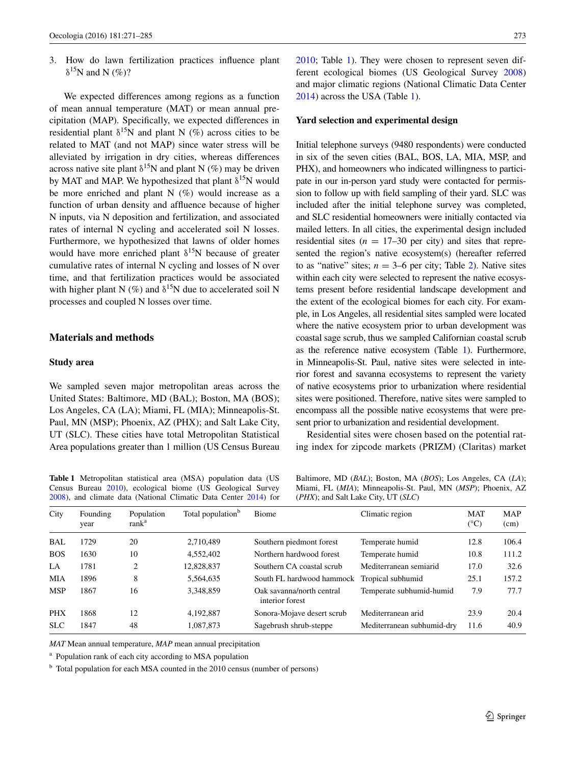3. How do lawn fertilization practices influence plant $\delta^{15}N$ and N (%)?

We expected differences among regions as a function of mean annual temperature (MAT) or mean annual precipitation (MAP). Specifically, we expected differences in residential plant $\delta^{15}N$ and plant N (%) across cities to be related to MAT (and not MAP) since water stress will be alleviated by irrigation in dry cities, whereas differences across native site plant $\delta^{15}N$ and plant N (%) may be driven by MAT and MAP. We hypothesized that plant $\delta^{15}N$ would be more enriched and plant N (%) would increase as a function of urban density and affluence because of higher N inputs, via N deposition and fertilization, and associated rates of internal N cycling and accelerated soil N losses. Furthermore, we hypothesized that lawns of older homes would have more enriched plant $\delta^{15}N$ because of greater cumulative rates of internal N cycling and losses of N over time, and that fertilization practices would be associated with higher plant N (%) and $\delta^{15}N$ due to accelerated soil N processes and coupled N losses over time.

## Materials and methods

### Study area

We sampled seven major metropolitan areas across the United States: Baltimore, MD (BAL); Boston, MA (BOS); Los Angeles, CA (LA); Miami, FL (MIA); Minneapolis-St. Paul, MN (MSP); Phoenix, AZ (PHX); and Salt Lake City, UT (SLC). These cities have total Metropolitan Statistical Area populations greater than 1 million (US Census Bureau 2010; Table 1). They were chosen to represent seven different ecological biomes (US Geological Survey 2008) and major climatic regions (National Climatic Data Center 2014) across the USA (Table 1).

### Yard selection and experimental design

Initial telephone surveys (9480 respondents) were conducted in six of the seven cities (BAL, BOS, LA, MIA, MSP, and PHX), and homeowners who indicated willingness to participate in our in-person yard study were contacted for permission to follow up with field sampling of their yard. SLC was included after the initial telephone survey was completed, and SLC residential homeowners were initially contacted via mailed letters. In all cities, the experimental design included residential sites ($n$ = 17–30 per city) and sites that represented the region's native ecosystem(s) (hereafter referred to as "native" sites; $n$ = 3–6 per city; Table 2). Native sites within each city were selected to represent the native ecosystems present before residential landscape development and the extent of the ecological biomes for each city. For example, in Los Angeles, all residential sites sampled were located where the native ecosystem prior to urban development was coastal sage scrub, thus we sampled Californian coastal scrub as the reference native ecosystem (Table 1). Furthermore, in Minneapolis-St. Paul, native sites were selected in interior forest and savanna ecosystems to represent the variety of native ecosystems prior to urbanization where residential sites were positioned. Therefore, native sites were sampled to encompass all the possible native ecosystems that were present prior to urbanization and residential development.

Residential sites were chosen based on the potential rating index for zipcode markets (PRIZM) (Claritas) market

**Table 1** Metropolitan statistical area (MSA) population data (US Census Bureau 2010), ecological biome (US Geological Survey 2008), and climate data (National Climatic Data Center 2014) for Baltimore, MD (*BAL*); Boston, MA (*BOS*); Los Angeles, CA (*LA*); Miami, FL (*MIA*); Minneapolis-St. Paul, MN (*MSP*); Phoenix, AZ (*PHX*); and Salt Lake City, UT (*SLC*)

| City | Founding year | Population rank[a] | Total population[b] | Biome | Climatic region | MAT (°C) | MAP (cm) |
|---|---|---|---|---|---|---|---|
| BAL | 1729 | 20 | 2,710,489 | Southern piedmont forest | Temperate humid | 12.8 | 106.4 |
| BOS | 1630 | 10 | 4,552,402 | Northern hardwood forest | Temperate humid | 10.8 | 111.2 |
| LA | 1781 | 2 | 12,828,837 | Southern CA coastal scrub | Mediterranean semiarid | 17.0 | 32.6 |
| MIA | 1896 | 8 | 5,564,635 | South FL hardwood hammock | Tropical subhumid | 25.1 | 157.2 |
| MSP | 1867 | 16 | 3,348,859 | Oak savanna/north central interior forest | Temperate subhumid-humid | 7.9 | 77.7 |
| PHX | 1868 | 12 | 4,192,887 | Sonora-Mojave desert scrub | Mediterranean arid | 23.9 | 20.4 |
| SLC | 1847 | 48 | 1,087,873 | Sagebrush shrub-steppe | Mediterranean subhumid-dry | 11.6 | 40.9 |

*MAT* Mean annual temperature, *MAP* mean annual precipitation

[a] Population rank of each city according to MSA population

[b] Total population for each MSA counted in the 2010 census (number of persons)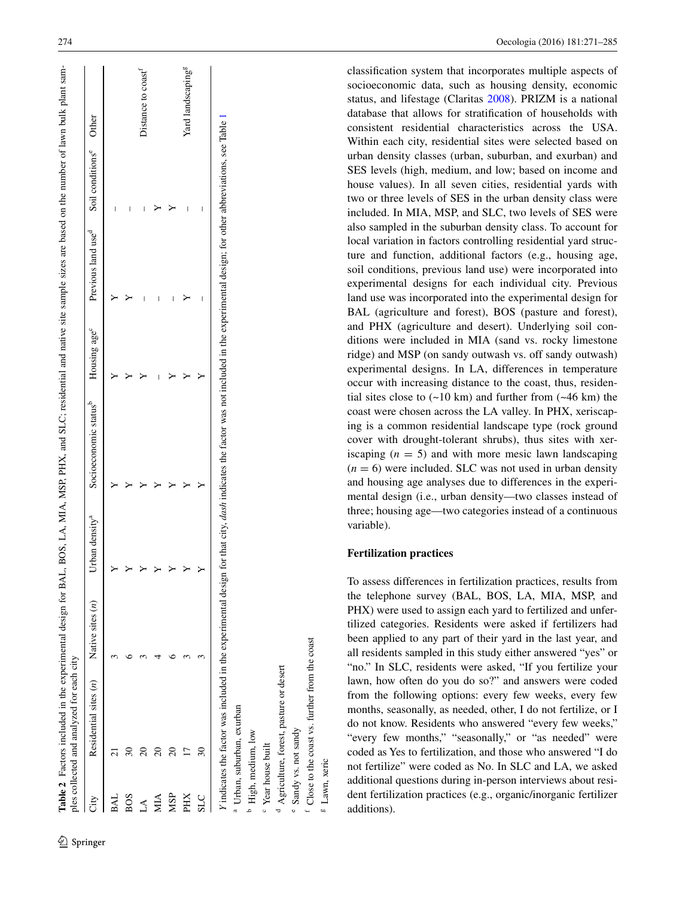**Table 2** Factors included in the experimental design for BAL, BOS, LA, MIA, MSP, PHX, and SLC; residential and native site sample sizes are based on the number of lawn bulk plant samples collected and analyzed for each city

| City | Residential sites (n) | Native sites (n) | Urban density[a] | Socioeconomic status[b] | Housing age[c] | Previous land use[d] | Soil conditions[e] | Other |
|---|---|---|---|---|---|---|---|---|
| BAL | 21 | 3 | Y | Y | Y | Y | – | |
| BOS | 30 | 6 | Y | Y | Y | Y | – | |
| LA | 20 | 3 | Y | Y | Y | – | – | Distance to coast[f] |
| MIA | 20 | 4 | Y | Y | – | – | Y | |
| MSP | 20 | 6 | Y | Y | Y | – | Y | |
| PHX | 17 | 3 | Y | Y | Y | Y | – | Yard landscaping[g] |
| SLC | 30 | 3 | Y | Y | Y | – | – | |

*Y* indicates the factor was included in the experimental design for that city, *dash* indicates the factor was not included in the experimental design; for other abbreviations, see Table 1

[a] Urban, suburban, exurban

[b] High, medium, low

[c] Year house built

[d] Agriculture, forest, pasture or desert

[e] Sandy vs. not sandy

[f] Close to the coast vs. further from the coast

[g] Lawn, xeric

classification system that incorporates multiple aspects of socioeconomic data, such as housing density, economic status, and lifestage (Claritas 2008). PRIZM is a national database that allows for stratification of households with consistent residential characteristics across the USA. Within each city, residential sites were selected based on urban density classes (urban, suburban, and exurban) and SES levels (high, medium, and low; based on income and house values). In all seven cities, residential yards with two or three levels of SES in the urban density class were included. In MIA, MSP, and SLC, two levels of SES were also sampled in the suburban density class. To account for local variation in factors controlling residential yard structure and function, additional factors (e.g., housing age, soil conditions, previous land use) were incorporated into experimental designs for each individual city. Previous land use was incorporated into the experimental design for BAL (agriculture and forest), BOS (pasture and forest), and PHX (agriculture and desert). Underlying soil conditions were included in MIA (sand vs. rocky limestone ridge) and MSP (on sandy outwash vs. off sandy outwash) experimental designs. In LA, differences in temperature occur with increasing distance to the coast, thus, residential sites close to (~10 km) and further from (~46 km) the coast were chosen across the LA valley. In PHX, xeriscaping is a common residential landscape type (rock ground cover with drought-tolerant shrubs), thus sites with xeriscaping ($n = 5$) and with more mesic lawn landscaping ($n = 6$) were included. SLC was not used in urban density and housing age analyses due to differences in the experimental design (i.e., urban density—two classes instead of three; housing age—two categories instead of a continuous variable).

### Fertilization practices

To assess differences in fertilization practices, results from the telephone survey (BAL, BOS, LA, MIA, MSP, and PHX) were used to assign each yard to fertilized and unfertilized categories. Residents were asked if fertilizers had been applied to any part of their yard in the last year, and all residents sampled in this study either answered "yes" or "no." In SLC, residents were asked, "If you fertilize your lawn, how often do you do so?" and answers were coded from the following options: every few weeks, every few months, seasonally, as needed, other, I do not fertilize, or I do not know. Residents who answered "every few weeks," "every few months," "seasonally," or "as needed" were coded as Yes to fertilization, and those who answered "I do not fertilize" were coded as No. In SLC and LA, we asked additional questions during in-person interviews about resident fertilization practices (e.g., organic/inorganic fertilizer additions).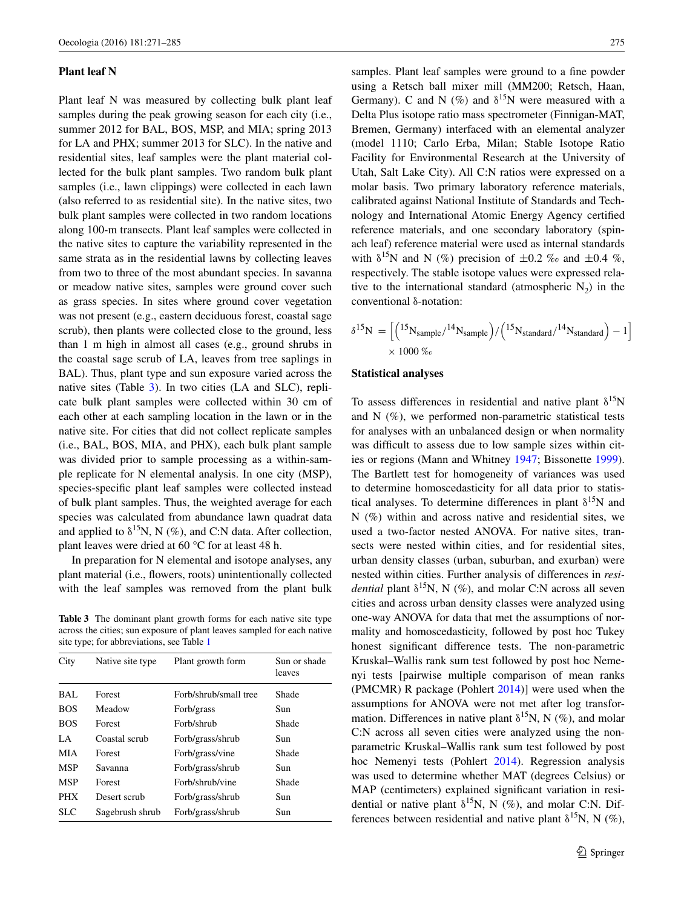### Plant leaf N

Plant leaf N was measured by collecting bulk plant leaf samples during the peak growing season for each city (i.e., summer 2012 for BAL, BOS, MSP, and MIA; spring 2013 for LA and PHX; summer 2013 for SLC). In the native and residential sites, leaf samples were the plant material collected for the bulk plant samples. Two random bulk plant samples (i.e., lawn clippings) were collected in each lawn (also referred to as residential site). In the native sites, two bulk plant samples were collected in two random locations along 100-m transects. Plant leaf samples were collected in the native sites to capture the variability represented in the same strata as in the residential lawns by collecting leaves from two to three of the most abundant species. In savanna or meadow native sites, samples were ground cover such as grass species. In sites where ground cover vegetation was not present (e.g., eastern deciduous forest, coastal sage scrub), then plants were collected close to the ground, less than 1 m high in almost all cases (e.g., ground shrubs in the coastal sage scrub of LA, leaves from tree saplings in BAL). Thus, plant type and sun exposure varied across the native sites (Table 3). In two cities (LA and SLC), replicate bulk plant samples were collected within 30 cm of each other at each sampling location in the lawn or in the native site. For cities that did not collect replicate samples (i.e., BAL, BOS, MIA, and PHX), each bulk plant sample was divided prior to sample processing as a within-sample replicate for N elemental analysis. In one city (MSP), species-specific plant leaf samples were collected instead of bulk plant samples. Thus, the weighted average for each species was calculated from abundance lawn quadrat data and applied to $\delta^{15}$N, N (%), and C:N data. After collection, plant leaves were dried at 60 °C for at least 48 h.

In preparation for N elemental and isotope analyses, any plant material (i.e., flowers, roots) unintentionally collected with the leaf samples was removed from the plant bulk samples. Plant leaf samples were ground to a fine powder using a Retsch ball mixer mill (MM200; Retsch, Haan, Germany). C and N (%) and $\delta^{15}$N were measured with a Delta Plus isotope ratio mass spectrometer (Finnigan-MAT, Bremen, Germany) interfaced with an elemental analyzer (model 1110; Carlo Erba, Milan; Stable Isotope Ratio Facility for Environmental Research at the University of Utah, Salt Lake City). All C:N ratios were expressed on a molar basis. Two primary laboratory reference materials, calibrated against National Institute of Standards and Technology and International Atomic Energy Agency certified reference materials, and one secondary laboratory (spinach leaf) reference material were used as internal standards with $\delta^{15}$N and N (%) precision of ±0.2 ‰ and ±0.4 %, respectively. The stable isotope values were expressed relative to the international standard (atmospheric $N_2$) in the conventional δ-notation:

$$\delta^{15}\text{N} = \left[\left({}^{15}\text{N}_{\text{sample}}/{}^{14}\text{N}_{\text{sample}}\right)/\left({}^{15}\text{N}_{\text{standard}}/{}^{14}\text{N}_{\text{standard}}\right) - 1\right] \times 1000\ ‰$$

Table 3 The dominant plant growth forms for each native site type across the cities; sun exposure of plant leaves sampled for each native site type; for abbreviations, see Table 1

| City | Native site type | Plant growth form | Sun or shade leaves |
|---|---|---|---|
| BAL | Forest | Forb/shrub/small tree | Shade |
| BOS | Meadow | Forb/grass | Sun |
| BOS | Forest | Forb/shrub | Shade |
| LA | Coastal scrub | Forb/grass/shrub | Sun |
| MIA | Forest | Forb/grass/vine | Shade |
| MSP | Savanna | Forb/grass/shrub | Sun |
| MSP | Forest | Forb/shrub/vine | Shade |
| PHX | Desert scrub | Forb/grass/shrub | Sun |
| SLC | Sagebrush shrub | Forb/grass/shrub | Sun |

### Statistical analyses

To assess differences in residential and native plant $\delta^{15}$N and N (%), we performed non-parametric statistical tests for analyses with an unbalanced design or when normality was difficult to assess due to low sample sizes within cities or regions (Mann and Whitney 1947; Bissonette 1999). The Bartlett test for homogeneity of variances was used to determine homoscedasticity for all data prior to statistical analyses. To determine differences in plant $\delta^{15}$N and N (%) within and across native and residential sites, we used a two-factor nested ANOVA. For native sites, transects were nested within cities, and for residential sites, urban density classes (urban, suburban, and exurban) were nested within cities. Further analysis of differences in *residential* plant $\delta^{15}$N, N (%), and molar C:N across all seven cities and across urban density classes were analyzed using one-way ANOVA for data that met the assumptions of normality and homoscedasticity, followed by post hoc Tukey honest significant difference tests. The non-parametric Kruskal–Wallis rank sum test followed by post hoc Nemenyi tests [pairwise multiple comparison of mean ranks (PMCMR) R package (Pohlert 2014)] were used when the assumptions for ANOVA were not met after log transformation. Differences in native plant $\delta^{15}$N, N (%), and molar C:N across all seven cities were analyzed using the non-parametric Kruskal–Wallis rank sum test followed by post hoc Nemenyi tests (Pohlert 2014). Regression analysis was used to determine whether MAT (degrees Celsius) or MAP (centimeters) explained significant variation in residential or native plant $\delta^{15}$N, N (%), and molar C:N. Differences between residential and native plant $\delta^{15}$N, N (%),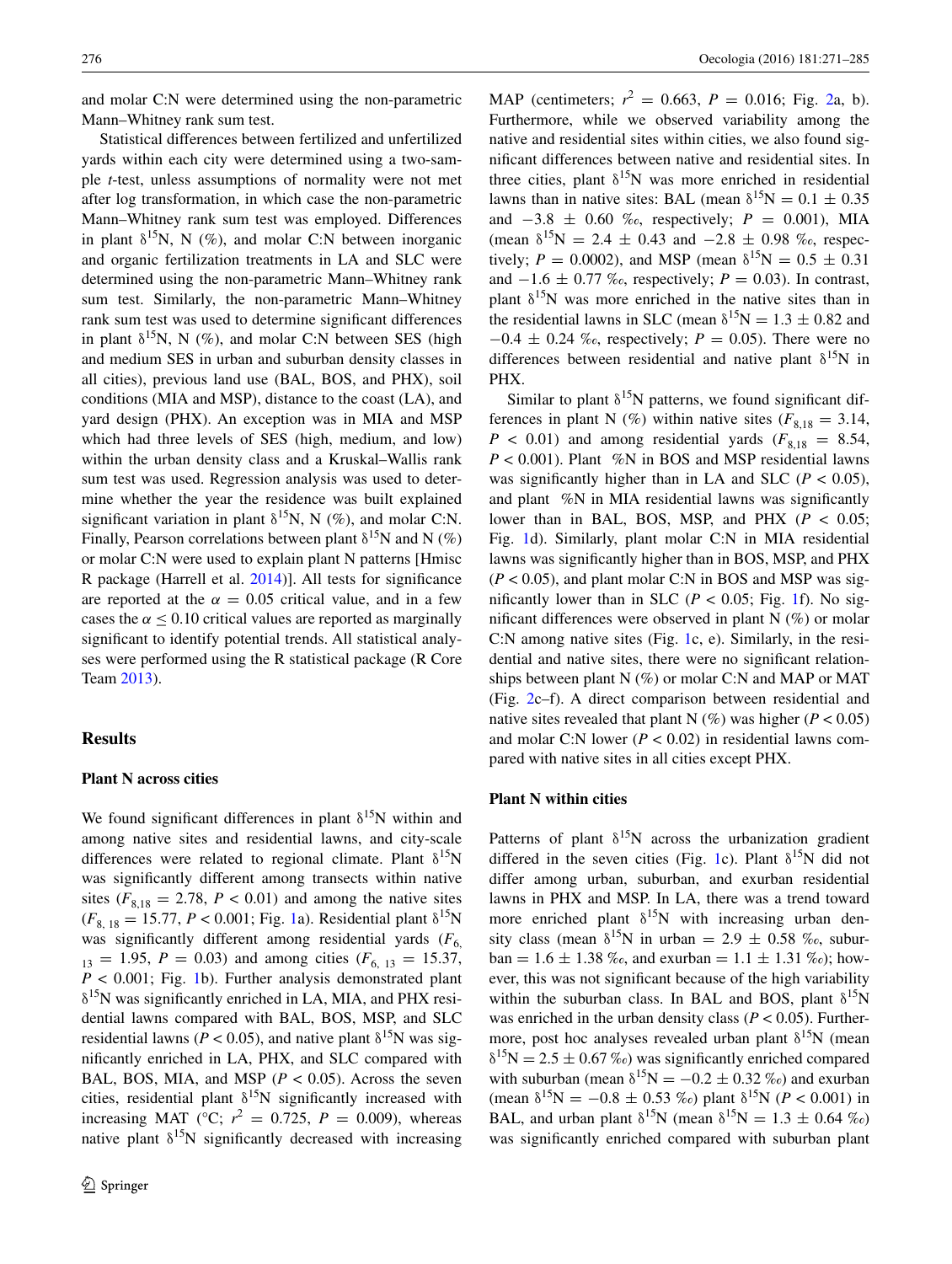and molar C:N were determined using the non-parametric Mann–Whitney rank sum test.

Statistical differences between fertilized and unfertilized yards within each city were determined using a two-sample *t*-test, unless assumptions of normality were not met after log transformation, in which case the non-parametric Mann–Whitney rank sum test was employed. Differences in plant $\delta^{15}$N, N (%), and molar C:N between inorganic and organic fertilization treatments in LA and SLC were determined using the non-parametric Mann–Whitney rank sum test. Similarly, the non-parametric Mann–Whitney rank sum test was used to determine significant differences in plant $\delta^{15}$N, N (%), and molar C:N between SES (high and medium SES in urban and suburban density classes in all cities), previous land use (BAL, BOS, and PHX), soil conditions (MIA and MSP), distance to the coast (LA), and yard design (PHX). An exception was in MIA and MSP which had three levels of SES (high, medium, and low) within the urban density class and a Kruskal–Wallis rank sum test was used. Regression analysis was used to determine whether the year the residence was built explained significant variation in plant $\delta^{15}$N, N (%), and molar C:N. Finally, Pearson correlations between plant $\delta^{15}$N and N (%) or molar C:N were used to explain plant N patterns [Hmisc R package (Harrell et al. 2014)]. All tests for significance are reported at the $\alpha = 0.05$ critical value, and in a few cases the $\alpha \leq 0.10$ critical values are reported as marginally significant to identify potential trends. All statistical analyses were performed using the R statistical package (R Core Team 2013).

## Results

### Plant N across cities

We found significant differences in plant $\delta^{15}$N within and among native sites and residential lawns, and city-scale differences were related to regional climate. Plant $\delta^{15}$N was significantly different among transects within native sites ($F_{8,18} = 2.78$, $P < 0.01$) and among the native sites ($F_{8,18} = 15.77$, $P < 0.001$; Fig. 1a). Residential plant $\delta^{15}$N was significantly different among residential yards ($F_{6,13} = 1.95$, $P = 0.03$) and among cities ($F_{6,13} = 15.37$, $P < 0.001$; Fig. 1b). Further analysis demonstrated plant $\delta^{15}$N was significantly enriched in LA, MIA, and PHX residential lawns compared with BAL, BOS, MSP, and SLC residential lawns ($P < 0.05$), and native plant $\delta^{15}$N was significantly enriched in LA, PHX, and SLC compared with BAL, BOS, MIA, and MSP ($P < 0.05$). Across the seven cities, residential plant $\delta^{15}$N significantly increased with increasing MAT (°C; $r^2 = 0.725$, $P = 0.009$), whereas native plant $\delta^{15}$N significantly decreased with increasing MAP (centimeters; $r^2 = 0.663$, $P = 0.016$; Fig. 2a, b). Furthermore, while we observed variability among the native and residential sites within cities, we also found significant differences between native and residential sites. In three cities, plant $\delta^{15}$N was more enriched in residential lawns than in native sites: BAL (mean $\delta^{15}$N = 0.1 ± 0.35 and −3.8 ± 0.60 ‰, respectively; $P = 0.001$), MIA (mean $\delta^{15}$N = 2.4 ± 0.43 and −2.8 ± 0.98 ‰, respectively; $P = 0.0002$), and MSP (mean $\delta^{15}$N = 0.5 ± 0.31 and −1.6 ± 0.77 ‰, respectively; $P = 0.03$). In contrast, plant $\delta^{15}$N was more enriched in the native sites than in the residential lawns in SLC (mean $\delta^{15}$N = 1.3 ± 0.82 and −0.4 ± 0.24 ‰, respectively; $P = 0.05$). There were no differences between residential and native plant $\delta^{15}$N in PHX.

Similar to plant $\delta^{15}$N patterns, we found significant differences in plant N (%) within native sites ($F_{8,18} = 3.14$, $P < 0.01$) and among residential yards ($F_{8,18} = 8.54$, $P < 0.001$). Plant %N in BOS and MSP residential lawns was significantly higher than in LA and SLC ($P < 0.05$), and plant %N in MIA residential lawns was significantly lower than in BAL, BOS, MSP, and PHX ($P < 0.05$; Fig. 1d). Similarly, plant molar C:N in MIA residential lawns was significantly higher than in BOS, MSP, and PHX ($P < 0.05$), and plant molar C:N in BOS and MSP was significantly lower than in SLC ($P < 0.05$; Fig. 1f). No significant differences were observed in plant N (%) or molar C:N among native sites (Fig. 1c, e). Similarly, in the residential and native sites, there were no significant relationships between plant N (%) or molar C:N and MAP or MAT (Fig. 2c–f). A direct comparison between residential and native sites revealed that plant N (%) was higher ($P < 0.05$) and molar C:N lower ($P < 0.02$) in residential lawns compared with native sites in all cities except PHX.

### Plant N within cities

Patterns of plant $\delta^{15}$N across the urbanization gradient differed in the seven cities (Fig. 1c). Plant $\delta^{15}$N did not differ among urban, suburban, and exurban residential lawns in PHX and MSP. In LA, there was a trend toward more enriched plant $\delta^{15}$N with increasing urban density class (mean $\delta^{15}$N in urban = 2.9 ± 0.58 ‰, suburban = 1.6 ± 1.38 ‰, and exurban = 1.1 ± 1.31 ‰); however, this was not significant because of the high variability within the suburban class. In BAL and BOS, plant $\delta^{15}$N was enriched in the urban density class ($P < 0.05$). Furthermore, post hoc analyses revealed urban plant $\delta^{15}$N (mean $\delta^{15}$N = 2.5 ± 0.67 ‰) was significantly enriched compared with suburban (mean $\delta^{15}$N = −0.2 ± 0.32 ‰) and exurban (mean $\delta^{15}$N = −0.8 ± 0.53 ‰) plant $\delta^{15}$N ($P < 0.001$) in BAL, and urban plant $\delta^{15}$N (mean $\delta^{15}$N = 1.3 ± 0.64 ‰) was significantly enriched compared with suburban plant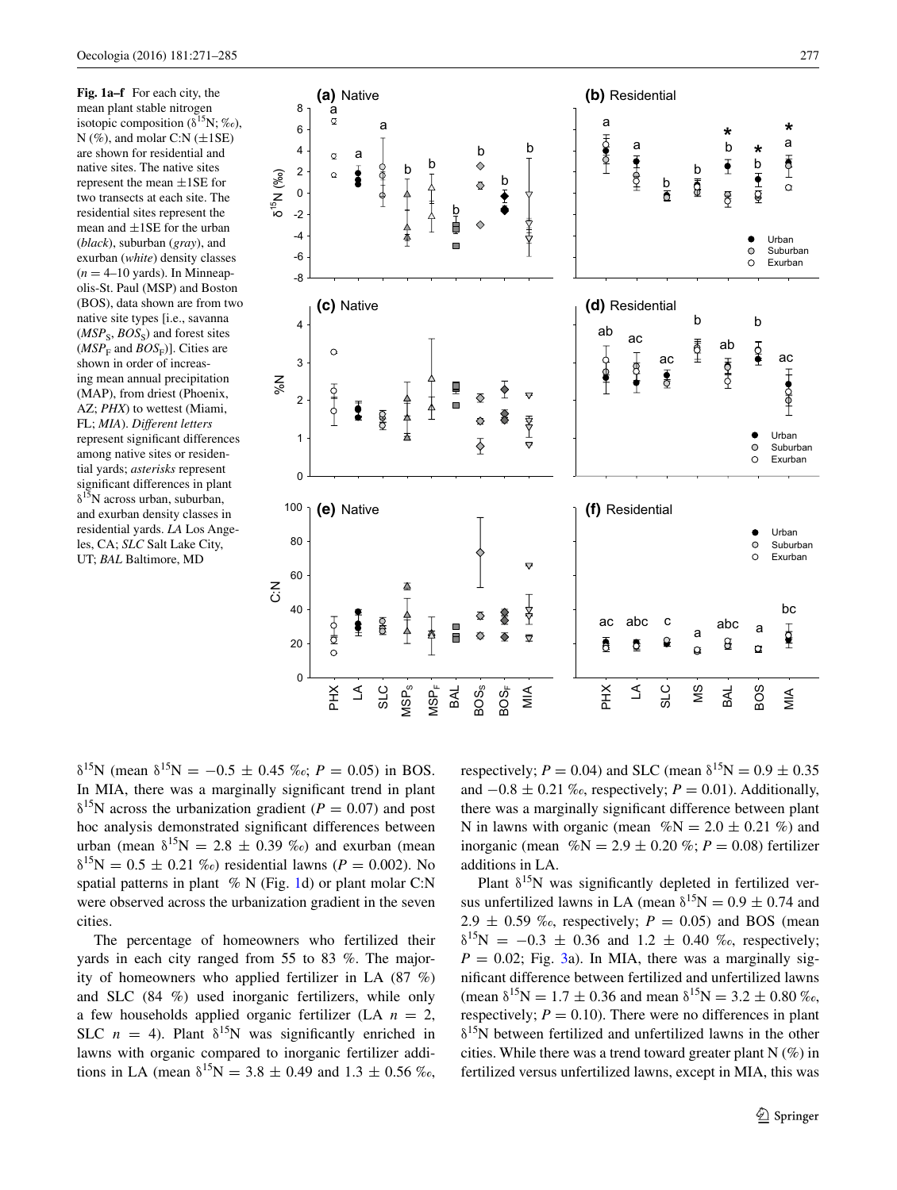**Fig. 1a–f** For each city, the mean plant stable nitrogen isotopic composition ($\delta^{15}$N; ‰), N (%), and molar C:N (±1SE) are shown for residential and native sites. The native sites represent the mean ±1SE for two transects at each site. The residential sites represent the mean and ±1SE for the urban (*black*), suburban (*gray*), and exurban (*white*) density classes ($n$ = 4–10 yards). In Minneapolis-St. Paul (MSP) and Boston (BOS), data shown are from two native site types [i.e., savanna ($MSP_S$, $BOS_S$) and forest sites ($MSP_F$ and $BOS_F$)]. Cities are shown in order of increasing mean annual precipitation (MAP), from driest (Phoenix, AZ; *PHX*) to wettest (Miami, FL; *MIA*). *Different letters* represent significant differences among native sites or residential yards; *asterisks* represent significant differences in plant $\delta^{15}$N across urban, suburban, and exurban density classes in residential yards. *LA* Los Angeles, CA; *SLC* Salt Lake City, UT; *BAL* Baltimore, MD

(a) Native
(b) Residential
(c) Native
(d) Residential
(e) Native
(f) Residential

$\delta^{15}$N (‰)
%N
C:N

Urban
Suburban
Exurban

PHX LA SLC $MSP_S$ $MSP_F$ BAL $BOS_S$ $BOS_F$ MIA
PHX LA SLC MS BAL BOS MIA

$\delta^{15}$N (mean $\delta^{15}$N = −0.5 ± 0.45 ‰; $P$ = 0.05) in BOS. In MIA, there was a marginally significant trend in plant $\delta^{15}$N across the urbanization gradient ($P$ = 0.07) and post hoc analysis demonstrated significant differences between urban (mean $\delta^{15}$N = 2.8 ± 0.39 ‰) and exurban (mean $\delta^{15}$N = 0.5 ± 0.21 ‰) residential lawns ($P$ = 0.002). No spatial patterns in plant % N (Fig. 1d) or plant molar C:N were observed across the urbanization gradient in the seven cities.

The percentage of homeowners who fertilized their yards in each city ranged from 55 to 83 %. The majority of homeowners who applied fertilizer in LA (87 %) and SLC (84 %) used inorganic fertilizers, while only a few households applied organic fertilizer (LA $n$ = 2, SLC $n$ = 4). Plant $\delta^{15}$N was significantly enriched in lawns with organic compared to inorganic fertilizer additions in LA (mean $\delta^{15}$N = 3.8 ± 0.49 and 1.3 ± 0.56 ‰, respectively; $P$ = 0.04) and SLC (mean $\delta^{15}$N = 0.9 ± 0.35 and −0.8 ± 0.21 ‰, respectively; $P$ = 0.01). Additionally, there was a marginally significant difference between plant N in lawns with organic (mean %N = 2.0 ± 0.21 %) and inorganic (mean %N = 2.9 ± 0.20 %; $P$ = 0.08) fertilizer additions in LA.

Plant $\delta^{15}$N was significantly depleted in fertilized versus unfertilized lawns in LA (mean $\delta^{15}$N = 0.9 ± 0.74 and 2.9 ± 0.59 ‰, respectively; $P$ = 0.05) and BOS (mean $\delta^{15}$N = −0.3 ± 0.36 and 1.2 ± 0.40 ‰, respectively; $P$ = 0.02; Fig. 3a). In MIA, there was a marginally significant difference between fertilized and unfertilized lawns (mean $\delta^{15}$N = 1.7 ± 0.36 and mean $\delta^{15}$N = 3.2 ± 0.80 ‰, respectively; $P$ = 0.10). There were no differences in plant $\delta^{15}$N between fertilized and unfertilized lawns in the other cities. While there was a trend toward greater plant N (%) in fertilized versus unfertilized lawns, except in MIA, this was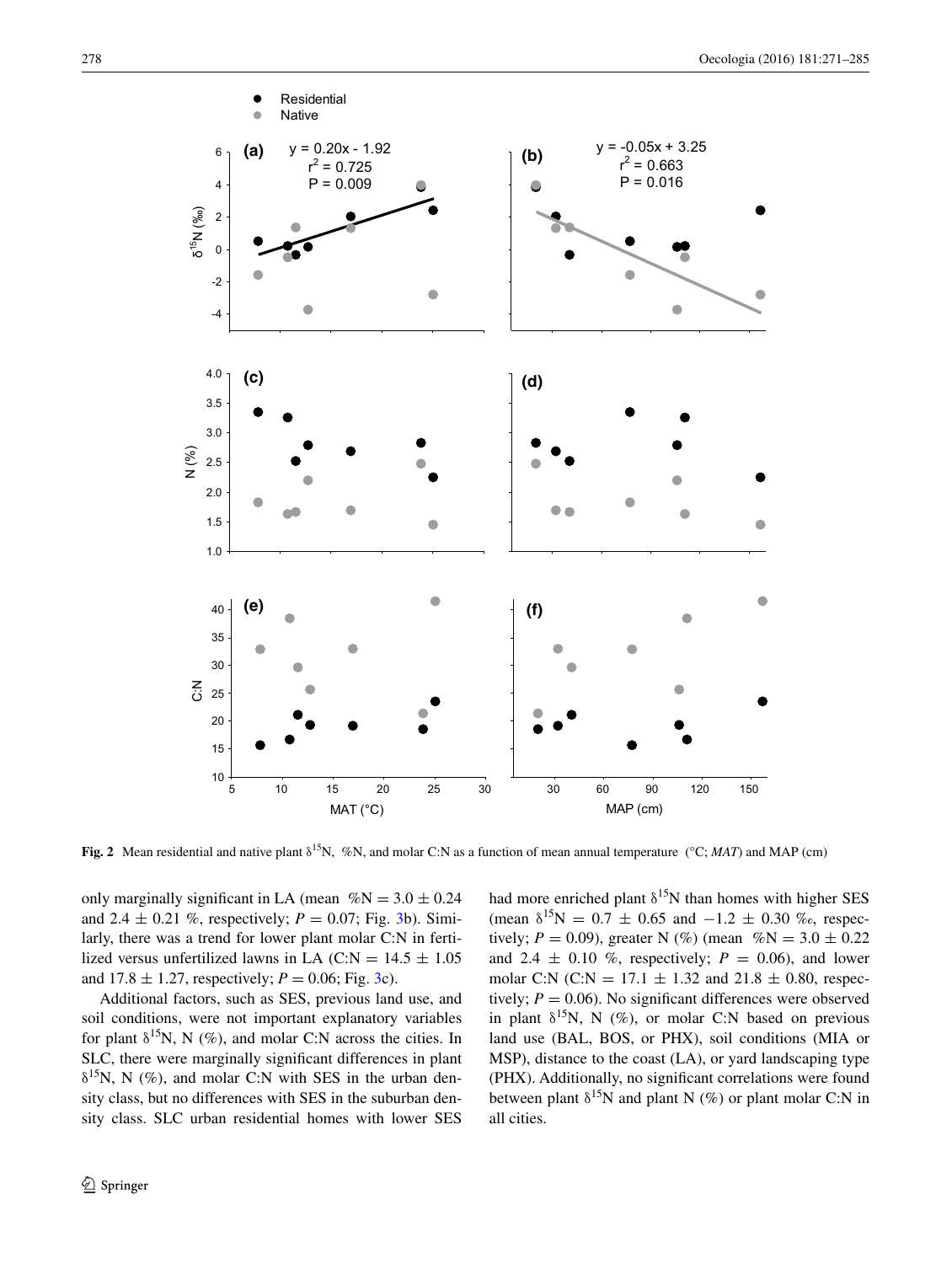Residential

Native

(a)

y = 0.20x - 1.92

$r^2$ = 0.725

P = 0.009

(b)

y = -0.05x + 3.25

$r^2$ = 0.663

P = 0.016

$\delta^{15}$N (‰)

(c)

(d)

N (%)

(e)

(f)

C:N

MAT (°C)

MAP (cm)

**Fig. 2** Mean residential and native plant $\delta^{15}$N, %N, and molar C:N as a function of mean annual temperature (°C; *MAT*) and MAP (cm)

only marginally significant in LA (mean %N = 3.0 ± 0.24 and 2.4 ± 0.21 %, respectively; $P = 0.07$; Fig. 3b). Similarly, there was a trend for lower plant molar C:N in fertilized versus unfertilized lawns in LA (C:N = 14.5 ± 1.05 and 17.8 ± 1.27, respectively; $P = 0.06$; Fig. 3c).

Additional factors, such as SES, previous land use, and soil conditions, were not important explanatory variables for plant $\delta^{15}$N, N (%), and molar C:N across the cities. In SLC, there were marginally significant differences in plant $\delta^{15}$N, N (%), and molar C:N with SES in the urban density class, but no differences with SES in the suburban density class. SLC urban residential homes with lower SES had more enriched plant $\delta^{15}$N than homes with higher SES (mean $\delta^{15}$N = 0.7 ± 0.65 and −1.2 ± 0.30 ‰, respectively; $P = 0.09$), greater N (%) (mean %N = 3.0 ± 0.22 and 2.4 ± 0.10 %, respectively; $P = 0.06$), and lower molar C:N (C:N = 17.1 ± 1.32 and 21.8 ± 0.80, respectively; $P = 0.06$). No significant differences were observed in plant $\delta^{15}$N, N (%), or molar C:N based on previous land use (BAL, BOS, or PHX), soil conditions (MIA or MSP), distance to the coast (LA), or yard landscaping type (PHX). Additionally, no significant correlations were found between plant $\delta^{15}$N and plant N (%) or plant molar C:N in all cities.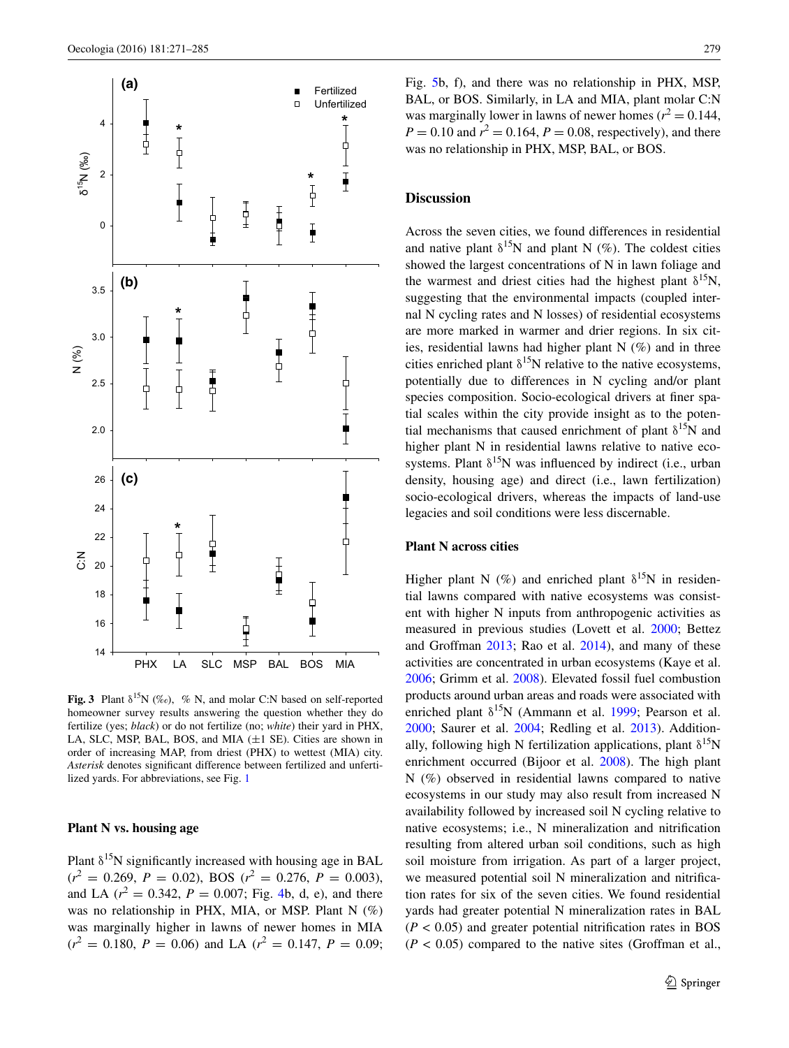(a)

Fertilized

Unfertilized

δ15N (‰)

4

2

0

*

*

*

(b)

N (%)

3.5

3.0

2.5

2.0

*

(c)

C:N

26

24

22

20

18

16

14

*

PHX LA SLC MSP BAL BOS MIA

**Fig. 3** Plant $\delta^{15}$N (‰), % N, and molar C:N based on self-reported homeowner survey results answering the question whether they do fertilize (yes; *black*) or do not fertilize (no; *white*) their yard in PHX, LA, SLC, MSP, BAL, BOS, and MIA (±1 SE). Cities are shown in order of increasing MAP, from driest (PHX) to wettest (MIA) city. *Asterisk* denotes significant difference between fertilized and unfertilized yards. For abbreviations, see Fig. 1

### Plant N vs. housing age

Plant $\delta^{15}$N significantly increased with housing age in BAL ($r^2$ = 0.269, $P$ = 0.02), BOS ($r^2$ = 0.276, $P$ = 0.003), and LA ($r^2$ = 0.342, $P$ = 0.007; Fig. 4b, d, e), and there was no relationship in PHX, MIA, or MSP. Plant N (%) was marginally higher in lawns of newer homes in MIA ($r^2$ = 0.180, $P$ = 0.06) and LA ($r^2$ = 0.147, $P$ = 0.09; Fig. 5b, f), and there was no relationship in PHX, MSP, BAL, or BOS. Similarly, in LA and MIA, plant molar C:N was marginally lower in lawns of newer homes ($r^2$ = 0.144, $P$ = 0.10 and $r^2$ = 0.164, $P$ = 0.08, respectively), and there was no relationship in PHX, MSP, BAL, or BOS.

## Discussion

Across the seven cities, we found differences in residential and native plant $\delta^{15}$N and plant N (%). The coldest cities showed the largest concentrations of N in lawn foliage and the warmest and driest cities had the highest plant $\delta^{15}$N, suggesting that the environmental impacts (coupled internal N cycling rates and N losses) of residential ecosystems are more marked in warmer and drier regions. In six cities, residential lawns had higher plant N (%) and in three cities enriched plant $\delta^{15}$N relative to the native ecosystems, potentially due to differences in N cycling and/or plant species composition. Socio-ecological drivers at finer spatial scales within the city provide insight as to the potential mechanisms that caused enrichment of plant $\delta^{15}$N and higher plant N in residential lawns relative to native ecosystems. Plant $\delta^{15}$N was influenced by indirect (i.e., urban density, housing age) and direct (i.e., lawn fertilization) socio-ecological drivers, whereas the impacts of land-use legacies and soil conditions were less discernable.

### Plant N across cities

Higher plant N (%) and enriched plant $\delta^{15}$N in residential lawns compared with native ecosystems was consistent with higher N inputs from anthropogenic activities as measured in previous studies (Lovett et al. 2000; Bettez and Groffman 2013; Rao et al. 2014), and many of these activities are concentrated in urban ecosystems (Kaye et al. 2006; Grimm et al. 2008). Elevated fossil fuel combustion products around urban areas and roads were associated with enriched plant $\delta^{15}$N (Ammann et al. 1999; Pearson et al. 2000; Saurer et al. 2004; Redling et al. 2013). Additionally, following high N fertilization applications, plant $\delta^{15}$N enrichment occurred (Bijoor et al. 2008). The high plant N (%) observed in residential lawns compared to native ecosystems in our study may also result from increased N availability followed by increased soil N cycling relative to native ecosystems; i.e., N mineralization and nitrification resulting from altered urban soil conditions, such as high soil moisture from irrigation. As part of a larger project, we measured potential soil N mineralization and nitrification rates for six of the seven cities. We found residential yards had greater potential N mineralization rates in BAL ($P$ < 0.05) and greater potential nitrification rates in BOS ($P$ < 0.05) compared to the native sites (Groffman et al.,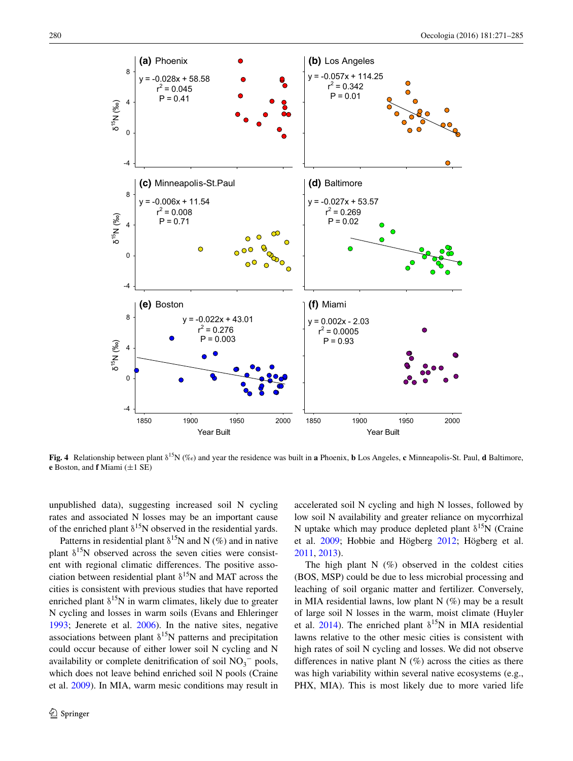(a) Phoenix

y = -0.028x + 58.58

$r^2$ = 0.045

P = 0.41

(b) Los Angeles

y = -0.057x + 114.25

$r^2$ = 0.342

P = 0.01

(c) Minneapolis-St.Paul

y = -0.006x + 11.54

$r^2$ = 0.008

P = 0.71

(d) Baltimore

y = -0.027x + 53.57

$r^2$ = 0.269

P = 0.02

(e) Boston

y = -0.022x + 43.01

$r^2$ = 0.276

P = 0.003

(f) Miami

y = 0.002x - 2.03

$r^2$ = 0.0005

P = 0.93

$\delta^{15}$N (‰)

Year Built

**Fig. 4** Relationship between plant $\delta^{15}$N (‰) and year the residence was built in **a** Phoenix, **b** Los Angeles, **c** Minneapolis-St. Paul, **d** Baltimore, **e** Boston, and **f** Miami (±1 SE)

unpublished data), suggesting increased soil N cycling rates and associated N losses may be an important cause of the enriched plant $\delta^{15}$N observed in the residential yards.

Patterns in residential plant $\delta^{15}$N and N (%) and in native plant $\delta^{15}$N observed across the seven cities were consistent with regional climatic differences. The positive association between residential plant $\delta^{15}$N and MAT across the cities is consistent with previous studies that have reported enriched plant $\delta^{15}$N in warm climates, likely due to greater N cycling and losses in warm soils (Evans and Ehleringer 1993; Jenerete et al. 2006). In the native sites, negative associations between plant $\delta^{15}$N patterns and precipitation could occur because of either lower soil N cycling and N availability or complete denitrification of soil $NO_3^-$ pools, which does not leave behind enriched soil N pools (Craine et al. 2009). In MIA, warm mesic conditions may result in accelerated soil N cycling and high N losses, followed by low soil N availability and greater reliance on mycorrhizal N uptake which may produce depleted plant $\delta^{15}$N (Craine et al. 2009; Hobbie and Högberg 2012; Högberg et al. 2011, 2013).

The high plant N (%) observed in the coldest cities (BOS, MSP) could be due to less microbial processing and leaching of soil organic matter and fertilizer. Conversely, in MIA residential lawns, low plant N (%) may be a result of large soil N losses in the warm, moist climate (Huyler et al. 2014). The enriched plant $\delta^{15}$N in MIA residential lawns relative to the other mesic cities is consistent with high rates of soil N cycling and losses. We did not observe differences in native plant N (%) across the cities as there was high variability within several native ecosystems (e.g., PHX, MIA). This is most likely due to more varied life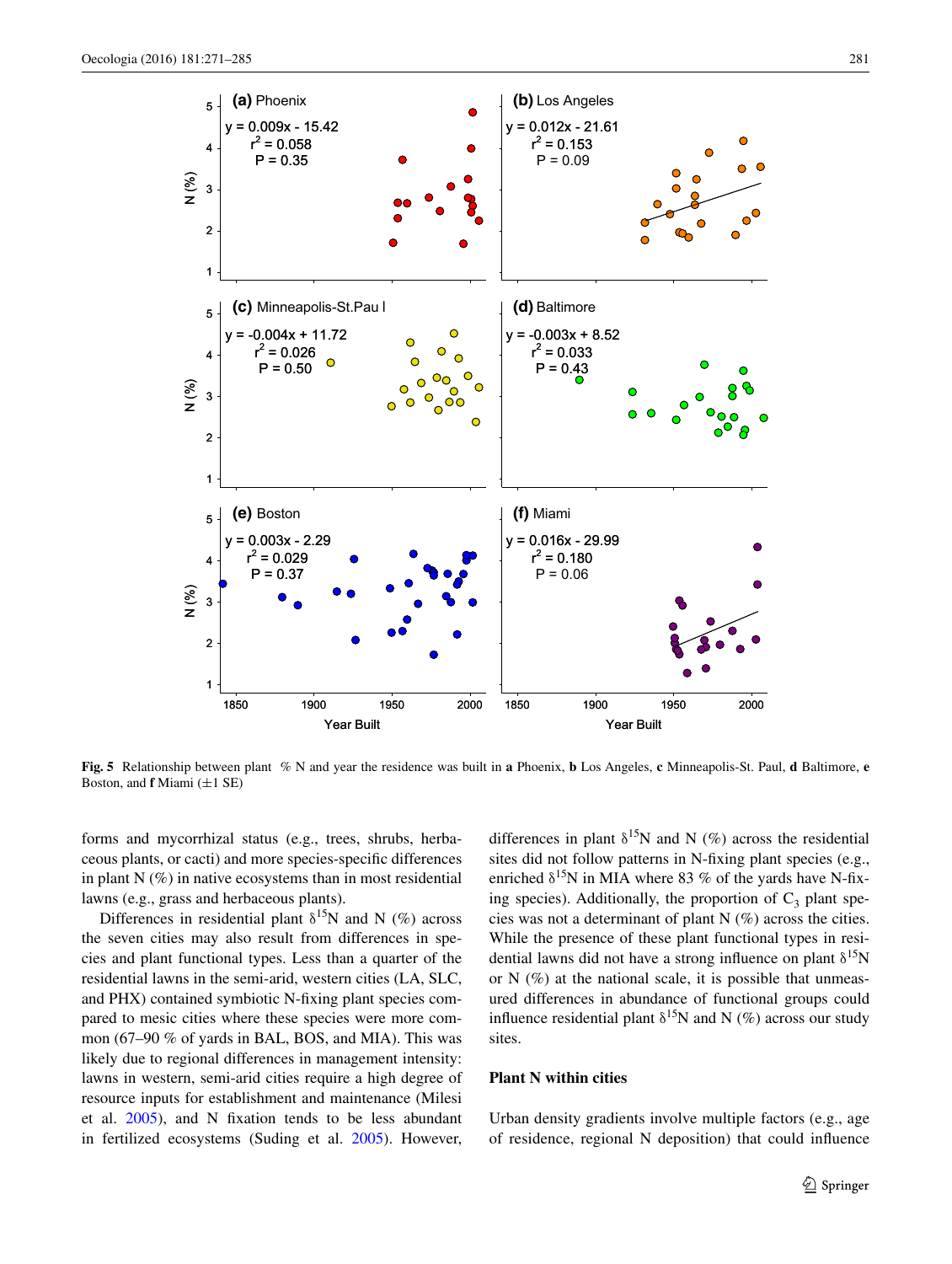(a) Phoenix
y = 0.009x - 15.42
$r^2$ = 0.058
P = 0.35

(b) Los Angeles
y = 0.012x - 21.61
$r^2$ = 0.153
P = 0.09

(c) Minneapolis-St.Pau l
y = -0.004x + 11.72
$r^2$ = 0.026
P = 0.50

(d) Baltimore
y = -0.003x + 8.52
$r^2$ = 0.033
P = 0.43

(e) Boston
y = 0.003x - 2.29
$r^2$ = 0.029
P = 0.37

(f) Miami
y = 0.016x - 29.99
$r^2$ = 0.180
P = 0.06

N (%)
Year Built

**Fig. 5** Relationship between plant % N and year the residence was built in **a** Phoenix, **b** Los Angeles, **c** Minneapolis-St. Paul, **d** Baltimore, **e** Boston, and **f** Miami (±1 SE)

forms and mycorrhizal status (e.g., trees, shrubs, herbaceous plants, or cacti) and more species-specific differences in plant N (%) in native ecosystems than in most residential lawns (e.g., grass and herbaceous plants).

Differences in residential plant $\delta^{15}N$ and N (%) across the seven cities may also result from differences in species and plant functional types. Less than a quarter of the residential lawns in the semi-arid, western cities (LA, SLC, and PHX) contained symbiotic N-fixing plant species compared to mesic cities where these species were more common (67–90 % of yards in BAL, BOS, and MIA). This was likely due to regional differences in management intensity: lawns in western, semi-arid cities require a high degree of resource inputs for establishment and maintenance (Milesi et al. 2005), and N fixation tends to be less abundant in fertilized ecosystems (Suding et al. 2005). However, differences in plant $\delta^{15}N$ and N (%) across the residential sites did not follow patterns in N-fixing plant species (e.g., enriched $\delta^{15}N$ in MIA where 83 % of the yards have N-fixing species). Additionally, the proportion of $C_3$ plant species was not a determinant of plant N (%) across the cities. While the presence of these plant functional types in residential lawns did not have a strong influence on plant $\delta^{15}N$ or N (%) at the national scale, it is possible that unmeasured differences in abundance of functional groups could influence residential plant $\delta^{15}N$ and N (%) across our study sites.

### Plant N within cities

Urban density gradients involve multiple factors (e.g., age of residence, regional N deposition) that could influence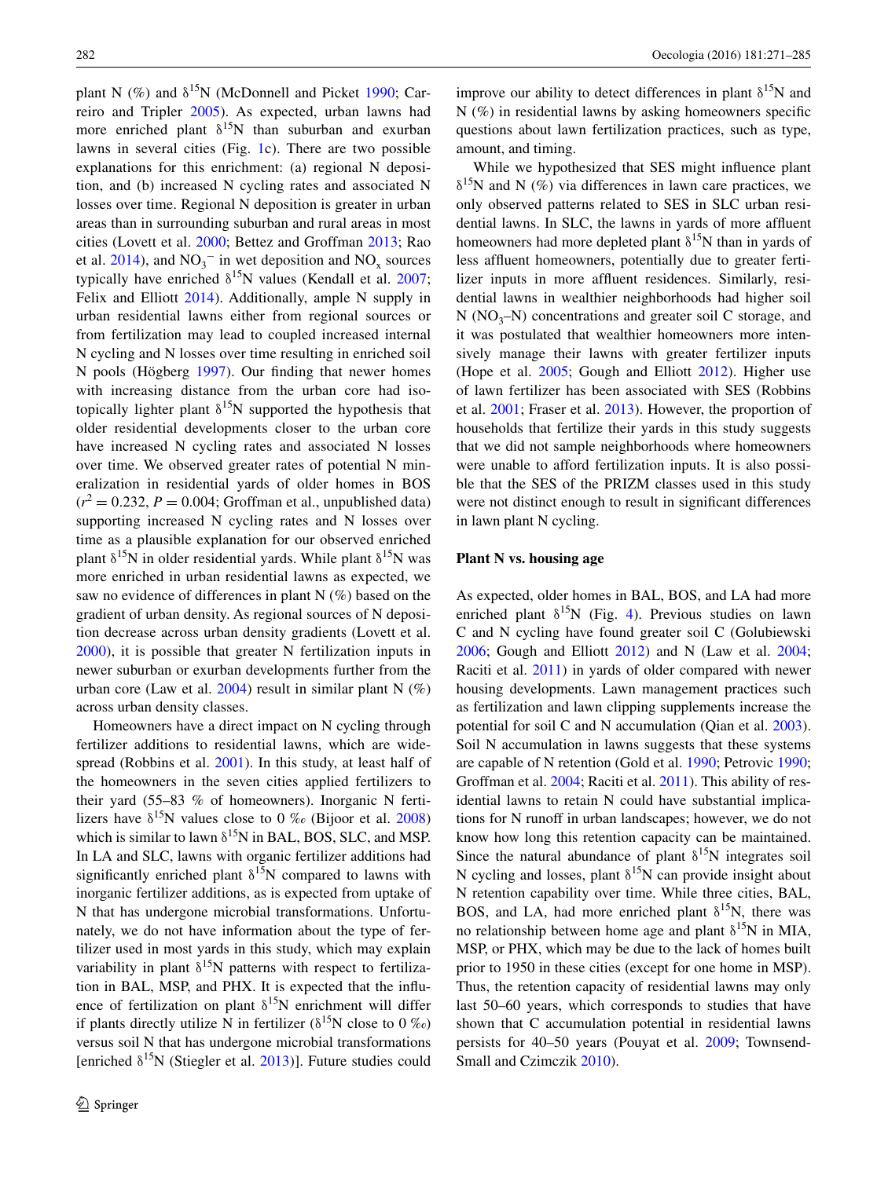plant N (%) and $\delta^{15}N$ (McDonnell and Picket 1990; Carreiro and Tripler 2005). As expected, urban lawns had more enriched plant $\delta^{15}N$ than suburban and exurban lawns in several cities (Fig. 1c). There are two possible explanations for this enrichment: (a) regional N deposition, and (b) increased N cycling rates and associated N losses over time. Regional N deposition is greater in urban areas than in surrounding suburban and rural areas in most cities (Lovett et al. 2000; Bettez and Groffman 2013; Rao et al. 2014), and $NO_3^-$ in wet deposition and $NO_x$ sources typically have enriched $\delta^{15}N$ values (Kendall et al. 2007; Felix and Elliott 2014). Additionally, ample N supply in urban residential lawns either from regional sources or from fertilization may lead to coupled increased internal N cycling and N losses over time resulting in enriched soil N pools (Högberg 1997). Our finding that newer homes with increasing distance from the urban core had isotopically lighter plant $\delta^{15}N$ supported the hypothesis that older residential developments closer to the urban core have increased N cycling rates and associated N losses over time. We observed greater rates of potential N mineralization in residential yards of older homes in BOS ($r^2 = 0.232$, $P = 0.004$; Groffman et al., unpublished data) supporting increased N cycling rates and N losses over time as a plausible explanation for our observed enriched plant $\delta^{15}N$ in older residential yards. While plant $\delta^{15}N$ was more enriched in urban residential lawns as expected, we saw no evidence of differences in plant N (%) based on the gradient of urban density. As regional sources of N deposition decrease across urban density gradients (Lovett et al. 2000), it is possible that greater N fertilization inputs in newer suburban or exurban developments further from the urban core (Law et al. 2004) result in similar plant N (%) across urban density classes.

Homeowners have a direct impact on N cycling through fertilizer additions to residential lawns, which are widespread (Robbins et al. 2001). In this study, at least half of the homeowners in the seven cities applied fertilizers to their yard (55–83 % of homeowners). Inorganic N fertilizers have $\delta^{15}N$ values close to 0 ‰ (Bijoor et al. 2008) which is similar to lawn $\delta^{15}N$ in BAL, BOS, SLC, and MSP. In LA and SLC, lawns with organic fertilizer additions had significantly enriched plant $\delta^{15}N$ compared to lawns with inorganic fertilizer additions, as is expected from uptake of N that has undergone microbial transformations. Unfortunately, we do not have information about the type of fertilizer used in most yards in this study, which may explain variability in plant $\delta^{15}N$ patterns with respect to fertilization in BAL, MSP, and PHX. It is expected that the influence of fertilization on plant $\delta^{15}N$ enrichment will differ if plants directly utilize N in fertilizer ($\delta^{15}N$ close to 0 ‰) versus soil N that has undergone microbial transformations [enriched $\delta^{15}N$ (Stiegler et al. 2013)]. Future studies could improve our ability to detect differences in plant $\delta^{15}N$ and N (%) in residential lawns by asking homeowners specific questions about lawn fertilization practices, such as type, amount, and timing.

While we hypothesized that SES might influence plant $\delta^{15}N$ and N (%) via differences in lawn care practices, we only observed patterns related to SES in SLC urban residential lawns. In SLC, the lawns in yards of more affluent homeowners had more depleted plant $\delta^{15}N$ than in yards of less affluent homeowners, potentially due to greater fertilizer inputs in more affluent residences. Similarly, residential lawns in wealthier neighborhoods had higher soil N ($NO_3$–N) concentrations and greater soil C storage, and it was postulated that wealthier homeowners more intensively manage their lawns with greater fertilizer inputs (Hope et al. 2005; Gough and Elliott 2012). Higher use of lawn fertilizer has been associated with SES (Robbins et al. 2001; Fraser et al. 2013). However, the proportion of households that fertilize their yards in this study suggests that we did not sample neighborhoods where homeowners were unable to afford fertilization inputs. It is also possible that the SES of the PRIZM classes used in this study were not distinct enough to result in significant differences in lawn plant N cycling.

## Plant N vs. housing age

As expected, older homes in BAL, BOS, and LA had more enriched plant $\delta^{15}N$ (Fig. 4). Previous studies on lawn C and N cycling have found greater soil C (Golubiewski 2006; Gough and Elliott 2012) and N (Law et al. 2004; Raciti et al. 2011) in yards of older compared with newer housing developments. Lawn management practices such as fertilization and lawn clipping supplements increase the potential for soil C and N accumulation (Qian et al. 2003). Soil N accumulation in lawns suggests that these systems are capable of N retention (Gold et al. 1990; Petrovic 1990; Groffman et al. 2004; Raciti et al. 2011). This ability of residential lawns to retain N could have substantial implications for N runoff in urban landscapes; however, we do not know how long this retention capacity can be maintained. Since the natural abundance of plant $\delta^{15}N$ integrates soil N cycling and losses, plant $\delta^{15}N$ can provide insight about N retention capability over time. While three cities, BAL, BOS, and LA, had more enriched plant $\delta^{15}N$, there was no relationship between home age and plant $\delta^{15}N$ in MIA, MSP, or PHX, which may be due to the lack of homes built prior to 1950 in these cities (except for one home in MSP). Thus, the retention capacity of residential lawns may only last 50–60 years, which corresponds to studies that have shown that C accumulation potential in residential lawns persists for 40–50 years (Pouyat et al. 2009; Townsend-Small and Czimczik 2010).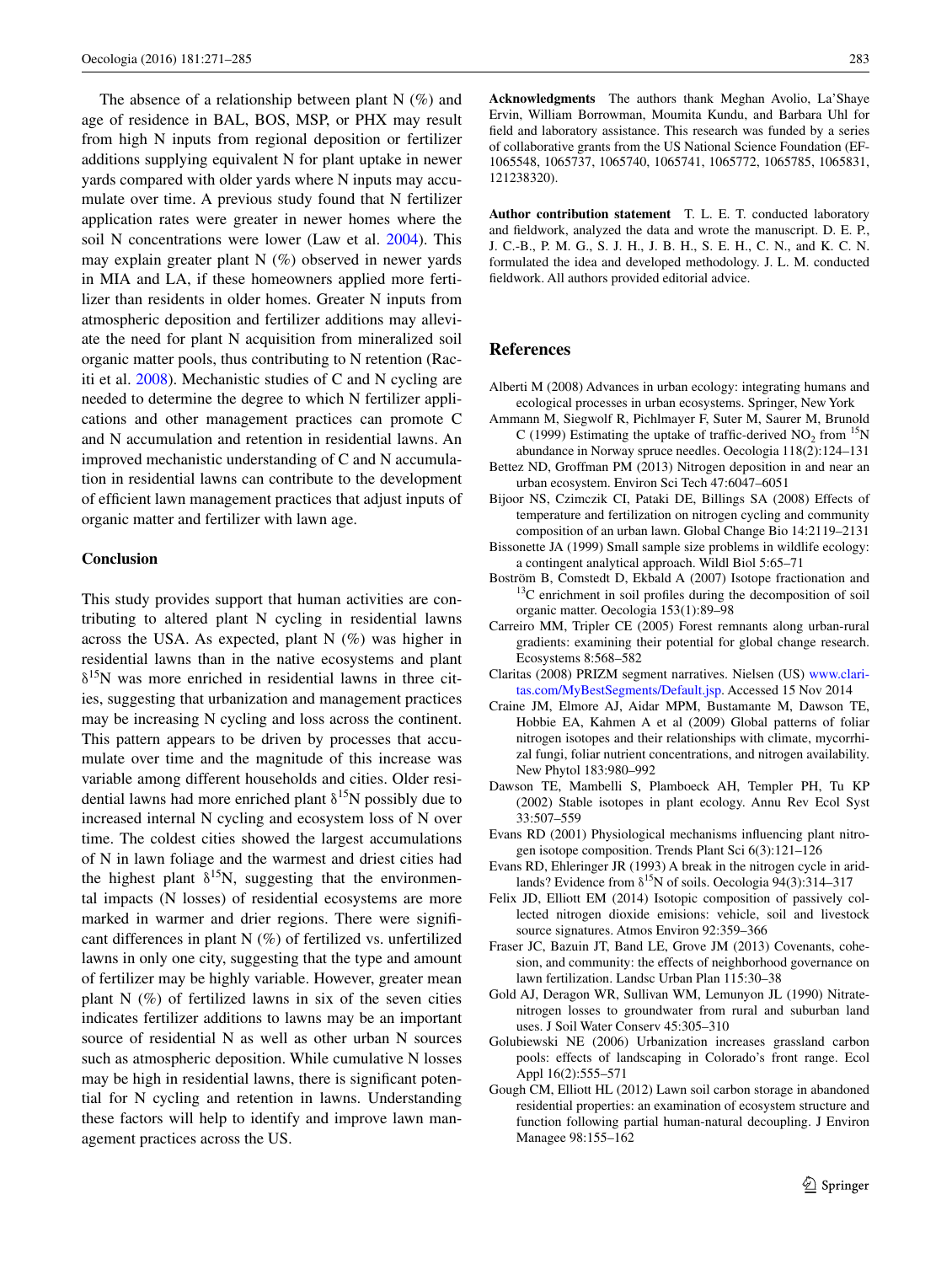The absence of a relationship between plant N (%) and age of residence in BAL, BOS, MSP, or PHX may result from high N inputs from regional deposition or fertilizer additions supplying equivalent N for plant uptake in newer yards compared with older yards where N inputs may accumulate over time. A previous study found that N fertilizer application rates were greater in newer homes where the soil N concentrations were lower (Law et al. 2004). This may explain greater plant N (%) observed in newer yards in MIA and LA, if these homeowners applied more fertilizer than residents in older homes. Greater N inputs from atmospheric deposition and fertilizer additions may alleviate the need for plant N acquisition from mineralized soil organic matter pools, thus contributing to N retention (Raciti et al. 2008). Mechanistic studies of C and N cycling are needed to determine the degree to which N fertilizer applications and other management practices can promote C and N accumulation and retention in residential lawns. An improved mechanistic understanding of C and N accumulation in residential lawns can contribute to the development of efficient lawn management practices that adjust inputs of organic matter and fertilizer with lawn age.

## Conclusion

This study provides support that human activities are contributing to altered plant N cycling in residential lawns across the USA. As expected, plant N (%) was higher in residential lawns than in the native ecosystems and plant $\delta^{15}N$ was more enriched in residential lawns in three cities, suggesting that urbanization and management practices may be increasing N cycling and loss across the continent. This pattern appears to be driven by processes that accumulate over time and the magnitude of this increase was variable among different households and cities. Older residential lawns had more enriched plant $\delta^{15}N$ possibly due to increased internal N cycling and ecosystem loss of N over time. The coldest cities showed the largest accumulations of N in lawn foliage and the warmest and driest cities had the highest plant $\delta^{15}N$, suggesting that the environmental impacts (N losses) of residential ecosystems are more marked in warmer and drier regions. There were significant differences in plant N (%) of fertilized vs. unfertilized lawns in only one city, suggesting that the type and amount of fertilizer may be highly variable. However, greater mean plant N (%) of fertilized lawns in six of the seven cities indicates fertilizer additions to lawns may be an important source of residential N as well as other urban N sources such as atmospheric deposition. While cumulative N losses may be high in residential lawns, there is significant potential for N cycling and retention in lawns. Understanding these factors will help to identify and improve lawn management practices across the US.

**Acknowledgments** The authors thank Meghan Avolio, La'Shaye Ervin, William Borrowman, Moumita Kundu, and Barbara Uhl for field and laboratory assistance. This research was funded by a series of collaborative grants from the US National Science Foundation (EF-1065548, 1065737, 1065740, 1065741, 1065772, 1065785, 1065831, 121238320).

**Author contribution statement** T. L. E. T. conducted laboratory and fieldwork, analyzed the data and wrote the manuscript. D. E. P., J. C.-B., P. M. G., S. J. H., J. B. H., S. E. H., C. N., and K. C. N. formulated the idea and developed methodology. J. L. M. conducted fieldwork. All authors provided editorial advice.

## References

Alberti M (2008) Advances in urban ecology: integrating humans and ecological processes in urban ecosystems. Springer, New York

Ammann M, Siegwolf R, Pichlmayer F, Suter M, Saurer M, Brunold C (1999) Estimating the uptake of traffic-derived $NO_2$ from $^{15}N$ abundance in Norway spruce needles. Oecologia 118(2):124–131

Bettez ND, Groffman PM (2013) Nitrogen deposition in and near an urban ecosystem. Environ Sci Tech 47:6047–6051

Bijoor NS, Czimczik CI, Pataki DE, Billings SA (2008) Effects of temperature and fertilization on nitrogen cycling and community composition of an urban lawn. Global Change Bio 14:2119–2131

Bissonette JA (1999) Small sample size problems in wildlife ecology: a contingent analytical approach. Wildl Biol 5:65–71

Boström B, Comstedt D, Ekbald A (2007) Isotope fractionation and $^{13}C$ enrichment in soil profiles during the decomposition of soil organic matter. Oecologia 153(1):89–98

Carreiro MM, Tripler CE (2005) Forest remnants along urban-rural gradients: examining their potential for global change research. Ecosystems 8:568–582

Claritas (2008) PRIZM segment narratives. Nielsen (US) www.claritas.com/MyBestSegments/Default.jsp. Accessed 15 Nov 2014

Craine JM, Elmore AJ, Aidar MPM, Bustamante M, Dawson TE, Hobbie EA, Kahmen A et al (2009) Global patterns of foliar nitrogen isotopes and their relationships with climate, mycorrhizal fungi, foliar nutrient concentrations, and nitrogen availability. New Phytol 183:980–992

Dawson TE, Mambelli S, Plamboeck AH, Templer PH, Tu KP (2002) Stable isotopes in plant ecology. Annu Rev Ecol Syst 33:507–559

Evans RD (2001) Physiological mechanisms influencing plant nitrogen isotope composition. Trends Plant Sci 6(3):121–126

Evans RD, Ehleringer JR (1993) A break in the nitrogen cycle in aridlands? Evidence from $\delta^{15}N$ of soils. Oecologia 94(3):314–317

Felix JD, Elliott EM (2014) Isotopic composition of passively collected nitrogen dioxide emisions: vehicle, soil and livestock source signatures. Atmos Environ 92:359–366

Fraser JC, Bazuin JT, Band LE, Grove JM (2013) Covenants, cohesion, and community: the effects of neighborhood governance on lawn fertilization. Landsc Urban Plan 115:30–38

Gold AJ, Deragon WR, Sullivan WM, Lemunyon JL (1990) Nitrate-nitrogen losses to groundwater from rural and suburban land uses. J Soil Water Conserv 45:305–310

Golubiewski NE (2006) Urbanization increases grassland carbon pools: effects of landscaping in Colorado's front range. Ecol Appl 16(2):555–571

Gough CM, Elliott HL (2012) Lawn soil carbon storage in abandoned residential properties: an examination of ecosystem structure and function following partial human-natural decoupling. J Environ Managee 98:155–162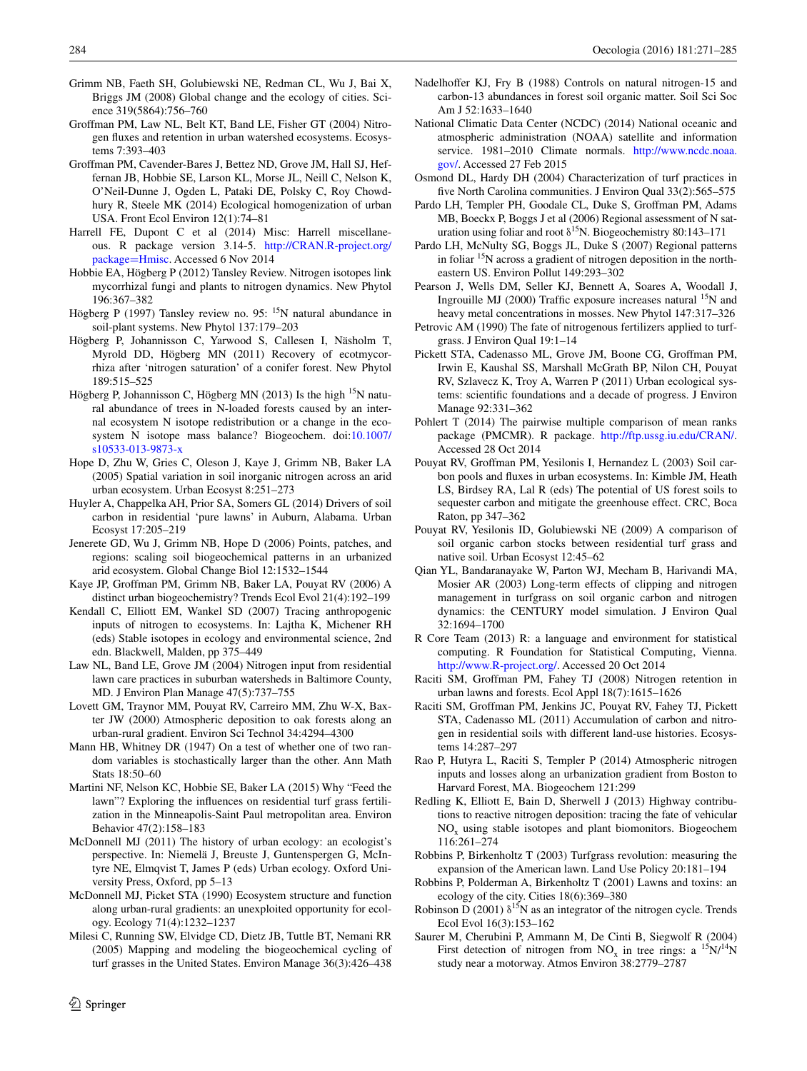Grimm NB, Faeth SH, Golubiewski NE, Redman CL, Wu J, Bai X, Briggs JM (2008) Global change and the ecology of cities. Science 319(5864):756–760

Groffman PM, Law NL, Belt KT, Band LE, Fisher GT (2004) Nitrogen fluxes and retention in urban watershed ecosystems. Ecosystems 7:393–403

Groffman PM, Cavender-Bares J, Bettez ND, Grove JM, Hall SJ, Heffernan JB, Hobbie SE, Larson KL, Morse JL, Neill C, Nelson K, O'Neil-Dunne J, Ogden L, Pataki DE, Polsky C, Roy Chowdhury R, Steele MK (2014) Ecological homogenization of urban USA. Front Ecol Environ 12(1):74–81

Harrell FE, Dupont C et al (2014) Misc: Harrell miscellaneous. R package version 3.14-5. http://CRAN.R-project.org/package=Hmisc. Accessed 6 Nov 2014

Hobbie EA, Högberg P (2012) Tansley Review. Nitrogen isotopes link mycorrhizal fungi and plants to nitrogen dynamics. New Phytol 196:367–382

Högberg P (1997) Tansley review no. 95: $^{15}$N natural abundance in soil-plant systems. New Phytol 137:179–203

Högberg P, Johannisson C, Yarwood S, Callesen I, Näsholm T, Myrold DD, Högberg MN (2011) Recovery of ectomycorrhiza after 'nitrogen saturation' of a conifer forest. New Phytol 189:515–525

Högberg P, Johannisson C, Högberg MN (2013) Is the high $^{15}$N natural abundance of trees in N-loaded forests caused by an internal ecosystem N isotope redistribution or a change in the ecosystem N isotope mass balance? Biogeochem. doi:10.1007/s10533-013-9873-x

Hope D, Zhu W, Gries C, Oleson J, Kaye J, Grimm NB, Baker LA (2005) Spatial variation in soil inorganic nitrogen across an arid urban ecosystem. Urban Ecosyst 8:251–273

Huyler A, Chappelka AH, Prior SA, Somers GL (2014) Drivers of soil carbon in residential 'pure lawns' in Auburn, Alabama. Urban Ecosyst 17:205–219

Jenerete GD, Wu J, Grimm NB, Hope D (2006) Points, patches, and regions: scaling soil biogeochemical patterns in an urbanized arid ecosystem. Global Change Biol 12:1532–1544

Kaye JP, Groffman PM, Grimm NB, Baker LA, Pouyat RV (2006) A distinct urban biogeochemistry? Trends Ecol Evol 21(4):192–199

Kendall C, Elliott EM, Wankel SD (2007) Tracing anthropogenic inputs of nitrogen to ecosystems. In: Lajtha K, Michener RH (eds) Stable isotopes in ecology and environmental science, 2nd edn. Blackwell, Malden, pp 375–449

Law NL, Band LE, Grove JM (2004) Nitrogen input from residential lawn care practices in suburban watersheds in Baltimore County, MD. J Environ Plan Manage 47(5):737–755

Lovett GM, Traynor MM, Pouyat RV, Carreiro MM, Zhu W-X, Baxter JW (2000) Atmospheric deposition to oak forests along an urban-rural gradient. Environ Sci Technol 34:4294–4300

Mann HB, Whitney DR (1947) On a test of whether one of two random variables is stochastically larger than the other. Ann Math Stats 18:50–60

Martini NF, Nelson KC, Hobbie SE, Baker LA (2015) Why "Feed the lawn"? Exploring the influences on residential turf grass fertilization in the Minneapolis-Saint Paul metropolitan area. Environ Behavior 47(2):158–183

McDonnell MJ (2011) The history of urban ecology: an ecologist's perspective. In: Niemelä J, Breuste J, Guntenspergen G, McIntyre NE, Elmqvist T, James P (eds) Urban ecology. Oxford University Press, Oxford, pp 5–13

McDonnell MJ, Picket STA (1990) Ecosystem structure and function along urban-rural gradients: an unexploited opportunity for ecology. Ecology 71(4):1232–1237

Milesi C, Running SW, Elvidge CD, Dietz JB, Tuttle BT, Nemani RR (2005) Mapping and modeling the biogeochemical cycling of turf grasses in the United States. Environ Manage 36(3):426–438

Nadelhoffer KJ, Fry B (1988) Controls on natural nitrogen-15 and carbon-13 abundances in forest soil organic matter. Soil Sci Soc Am J 52:1633–1640

National Climatic Data Center (NCDC) (2014) National oceanic and atmospheric administration (NOAA) satellite and information service. 1981–2010 Climate normals. http://www.ncdc.noaa.gov/. Accessed 27 Feb 2015

Osmond DL, Hardy DH (2004) Characterization of turf practices in five North Carolina communities. J Environ Qual 33(2):565–575

Pardo LH, Templer PH, Goodale CL, Duke S, Groffman PM, Adams MB, Boeckx P, Boggs J et al (2006) Regional assessment of N saturation using foliar and root $\delta^{15}$N. Biogeochemistry 80:143–171

Pardo LH, McNulty SG, Boggs JL, Duke S (2007) Regional patterns in foliar $^{15}$N across a gradient of nitrogen deposition in the northeastern US. Environ Pollut 149:293–302

Pearson J, Wells DM, Seller KJ, Bennett A, Soares A, Woodall J, Ingrouille MJ (2000) Traffic exposure increases natural $^{15}$N and heavy metal concentrations in mosses. New Phytol 147:317–326

Petrovic AM (1990) The fate of nitrogenous fertilizers applied to turfgrass. J Environ Qual 19:1–14

Pickett STA, Cadenasso ML, Grove JM, Boone CG, Groffman PM, Irwin E, Kaushal SS, Marshall McGrath BP, Nilon CH, Pouyat RV, Szlavecz K, Troy A, Warren P (2011) Urban ecological systems: scientific foundations and a decade of progress. J Environ Manage 92:331–362

Pohlert T (2014) The pairwise multiple comparison of mean ranks package (PMCMR). R package. http://ftp.ussg.iu.edu/CRAN/. Accessed 28 Oct 2014

Pouyat RV, Groffman PM, Yesilonis I, Hernandez L (2003) Soil carbon pools and fluxes in urban ecosystems. In: Kimble JM, Heath LS, Birdsey RA, Lal R (eds) The potential of US forest soils to sequester carbon and mitigate the greenhouse effect. CRC, Boca Raton, pp 347–362

Pouyat RV, Yesilonis ID, Golubiewski NE (2009) A comparison of soil organic carbon stocks between residential turf grass and native soil. Urban Ecosyst 12:45–62

Qian YL, Bandaranayake W, Parton WJ, Mecham B, Harivandi MA, Mosier AR (2003) Long-term effects of clipping and nitrogen management in turfgrass on soil organic carbon and nitrogen dynamics: the CENTURY model simulation. J Environ Qual 32:1694–1700

R Core Team (2013) R: a language and environment for statistical computing. R Foundation for Statistical Computing, Vienna. http://www.R-project.org/. Accessed 20 Oct 2014

Raciti SM, Groffman PM, Fahey TJ (2008) Nitrogen retention in urban lawns and forests. Ecol Appl 18(7):1615–1626

Raciti SM, Groffman PM, Jenkins JC, Pouyat RV, Fahey TJ, Pickett STA, Cadenasso ML (2011) Accumulation of carbon and nitrogen in residential soils with different land-use histories. Ecosystems 14:287–297

Rao P, Hutyra L, Raciti S, Templer P (2014) Atmospheric nitrogen inputs and losses along an urbanization gradient from Boston to Harvard Forest, MA. Biogeochem 121:299

Redling K, Elliott E, Bain D, Sherwell J (2013) Highway contributions to reactive nitrogen deposition: tracing the fate of vehicular $NO_x$ using stable isotopes and plant biomonitors. Biogeochem 116:261–274

Robbins P, Birkenholtz T (2003) Turfgrass revolution: measuring the expansion of the American lawn. Land Use Policy 20:181–194

Robbins P, Polderman A, Birkenholtz T (2001) Lawns and toxins: an ecology of the city. Cities 18(6):369–380

Robinson D (2001) $\delta^{15}$N as an integrator of the nitrogen cycle. Trends Ecol Evol 16(3):153–162

Saurer M, Cherubini P, Ammann M, De Cinti B, Siegwolf R (2004) First detection of nitrogen from $NO_x$ in tree rings: a $^{15}$N/$^{14}$N study near a motorway. Atmos Environ 38:2779–2787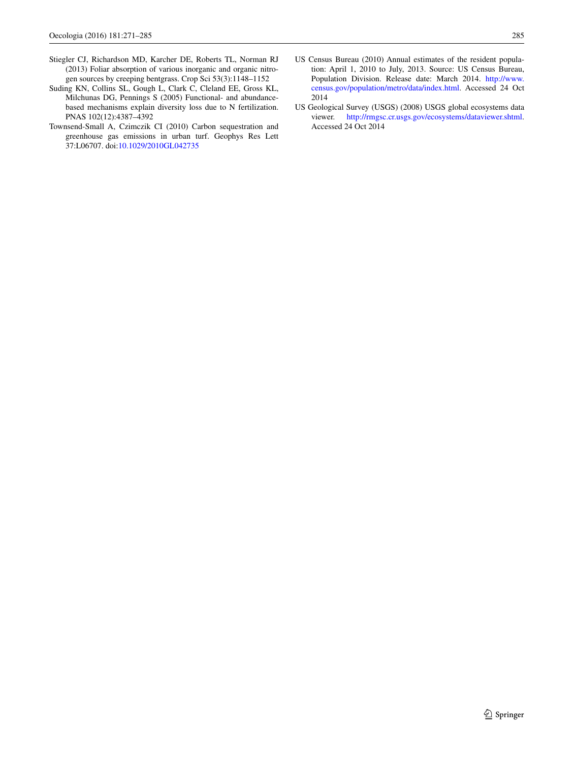Stiegler CJ, Richardson MD, Karcher DE, Roberts TL, Norman RJ (2013) Foliar absorption of various inorganic and organic nitrogen sources by creeping bentgrass. Crop Sci 53(3):1148–1152

Suding KN, Collins SL, Gough L, Clark C, Cleland EE, Gross KL, Milchunas DG, Pennings S (2005) Functional- and abundance-based mechanisms explain diversity loss due to N fertilization. PNAS 102(12):4387–4392

Townsend-Small A, Czimczik CI (2010) Carbon sequestration and greenhouse gas emissions in urban turf. Geophys Res Lett 37:L06707. doi:10.1029/2010GL042735

US Census Bureau (2010) Annual estimates of the resident population: April 1, 2010 to July, 2013. Source: US Census Bureau, Population Division. Release date: March 2014. http://www.census.gov/population/metro/data/index.html. Accessed 24 Oct 2014

US Geological Survey (USGS) (2008) USGS global ecosystems data viewer. http://rmgsc.cr.usgs.gov/ecosystems/dataviewer.shtml. Accessed 24 Oct 2014